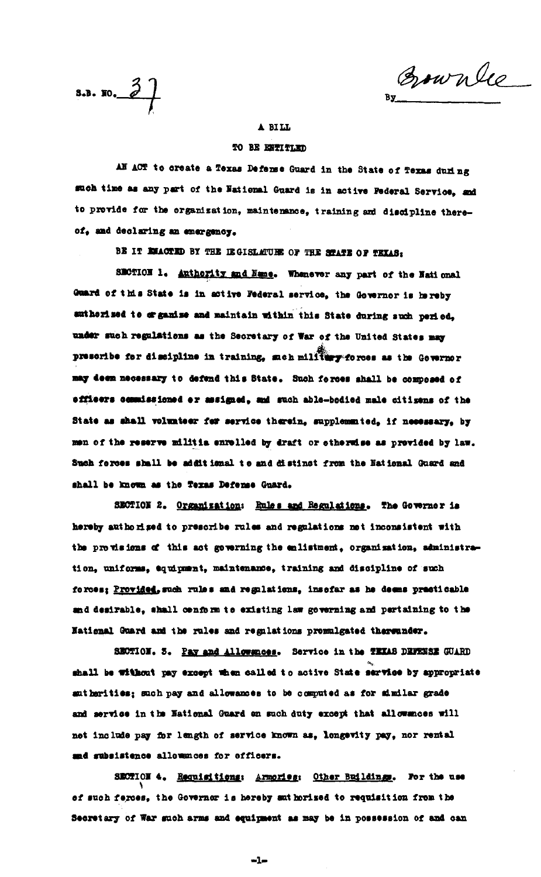S.B. NO. 37

By Brownlee

A BILL

TO BE ENTITLED

AN ACT to create a Texas Defense Guard in the State of Texas during such time as any part of the National Guard is in active Federal Service, and to provide for the organization, maintenance, training and discipline thereof, and declaring an emergency.

BE IT ENACTED BY THE LEGISLATURE OF THE STATE OF TEXAS:

SECTION 1. Authority and Name. Whenever any part of the National Guard of this State is in active Federal service, the Governor is hereby authorized to organize and maintain within this State during such period, under such regulations as the Secretary of War of the United States may prescribe for discipline in training, such military forces as the Governor may deem necessary to defend this State. Such forces shall be composed of officers commissioned or assigned, and such able-bodied male citizens of the State as shall volunteer for service therein, supplemented, if necessary, by men of the reserve militia enrolled by draft or otherwise as provided by law. Such forces shall be additional to and distinct from the National Guard and shall be known as the Texas Defense Guard.

SECTION 2. Organization: Rules and Regulations. The Governor is hereby authorized to prescribe rules and regulations not inconsistent with the provisions of this act governing the enlistment, organization, administration, uniforms, equipment, maintenance, training and discipline of such forces; Provided, such rules and regulations, insofar as he deems practicable and desirable, shall conform to existing law governing and pertaining to the National Guard and the rules and regulations promulgated thereunder.

SECTION. 3. Pay and Allowances. Service in the TEXAS DEFENSE GUARD shall be without pay except when called to active State service by appropriate authorities; such pay and allowances to be computed as for similar grade and service in the National Guard on such duty except that allowances will not include pay for length of service known as, longevity pay, nor rental and subsistence allowances for officers.

SECTION 4. Requisitions: Armories: Other Buildings. For the use of such forces, the Governor is hereby authorized to requisition from the Secretary of War such arms and equipment as may be in possession of and can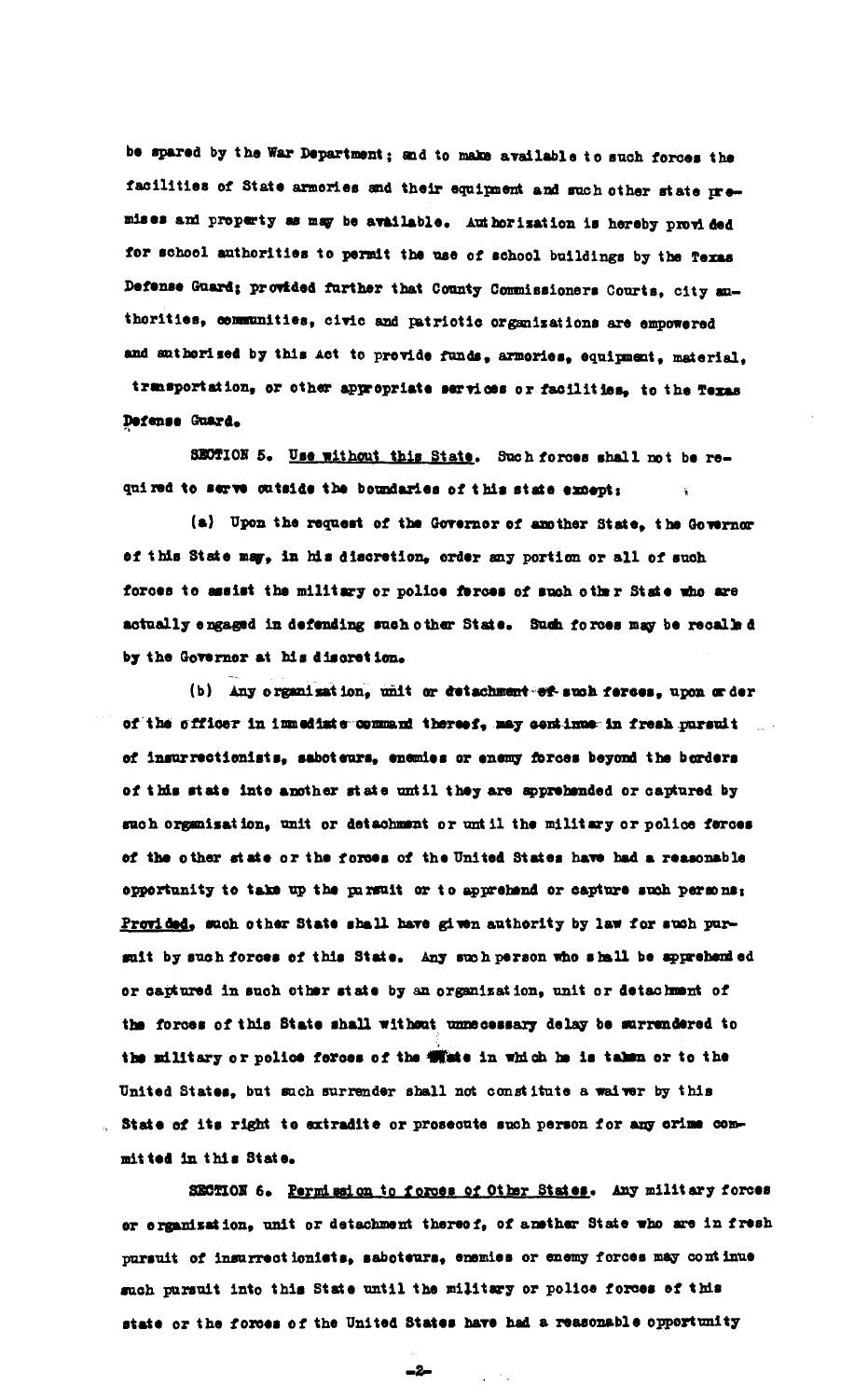be spared by the War Department; and to make available to such forces the facilities of State armories and their equipment and such other state premises and property as may be available. Authorization is hereby provided for school authorities to permit the use of school buildings by the Texas Defense Guard; provided further that County Commissioners Courts, city authorities, communities, civic and patriotic organizations are empowered and authorized by this Act to provide funds, armories, equipment, material, transportation, or other appropriate services or facilities, to the Texas Defense Guard.

SECTION 5. Use without this State. Such forces shall not be required to serve outside the boundaries of this state except:

(a) Upon the request of the Governor of another State, the Governor of this State may, in his discretion, order any portion or all of such forces to assist the military or police forces of such other State who are actually engaged in defending such other State. Such forces may be recalled by the Governor at his discretion.

(b) Any organization, unit or detachment of such forces, upon order of the officer in immediate command thereof, may continue in fresh pursuit of insurrectionists, saboteurs, enemies or enemy forces beyond the borders of this state into another state until they are apprehended or captured by such organization, unit or detachment or until the military or police forces of the other state or the forces of the United States have had a reasonable opportunity to take up the pursuit or to apprehend or capture such persons; Provided, such other State shall have given authority by law for such pursuit by such forces of this State. Any such person who shall be apprehended or captured in such other state by an organization, unit or detachment of the forces of this State shall without unnecessary delay be surrendered to the military or police forces of the State in which he is taken or to the United States, but such surrender shall not constitute a waiver by this State of its right to extradite or prosecute such person for any crime committed in this State.

SECTION 6. Permission to forces of Other States. Any military forces or organization, unit or detachment thereof, of another State who are in fresh pursuit of insurrectionists, saboteurs, enemies or enemy forces may continue such pursuit into this State until the military or police forces of this state or the forces of the United States have had a reasonable opportunity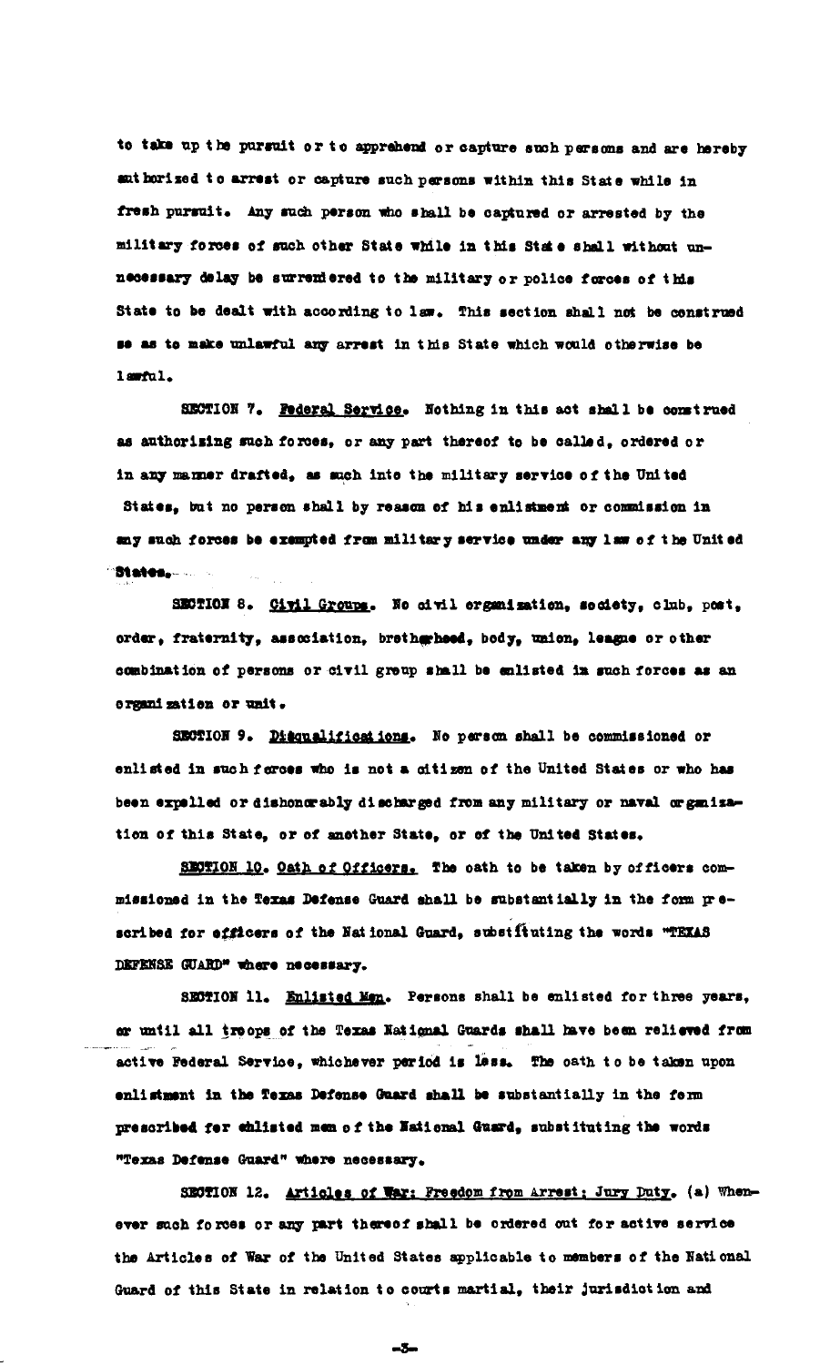to take up the pursuit or to apprehend or capture such persons and are hereby authorized to arrest or capture such persons within this State while in fresh pursuit. Any such person who shall be captured or arrested by the military forces of such other State while in this State shall without unnecessary delay be surrendered to the military or police forces of this State to be dealt with according to law. This section shall not be construed so as to make unlawful any arrest in this State which would otherwise be lawful.

SECTION 7. Federal Service. Nothing in this act shall be construed as authorizing such forces, or any part thereof to be called, ordered or in any manner drafted, as such into the military service of the United States, but no person shall by reason of his enlistment or commission in any such forces be exempted from military service under any law of the United States.

SECTION 8. Civil Groups. No civil organization, society, club, post, order, fraternity, association, brotherhood, body, union, league or other combination of persons or civil group shall be enlisted in such forces as an organization or unit.

SECTION 9. Disqualifications. No person shall be commissioned or enlisted in such forces who is not a citizen of the United States or who has been expelled or dishonorably discharged from any military or naval organization of this State, or of another State, or of the United States.

SECTION 10. Oath of Officers. The oath to be taken by officers commissioned in the Texas Defense Guard shall be substantially in the form prescribed for officers of the National Guard, substituting the words "TEXAS DEFENSE GUARD" where necessary.

SECTION 11. Enlisted Men. Persons shall be enlisted for three years, or until all troops of the Texas National Guards shall have been relieved from active Federal Service, whichever period is less. The oath to be taken upon enlistment in the Texas Defense Guard shall be substantially in the form prescribed for enlisted men of the National Guard, substituting the words "Texas Defense Guard" where necessary.

SECTION 12. Articles of War; Freedom from Arrest; Jury Duty. (a) Whenever such forces or any part thereof shall be ordered out for active service the Articles of War of the United States applicable to members of the National Guard of this State in relation to courts martial, their jurisdiction and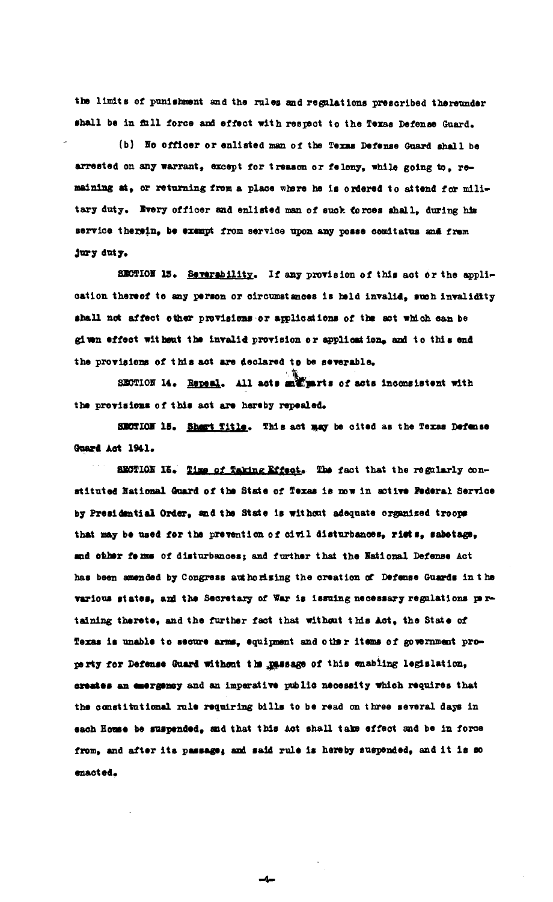the limits of punishment and the rules and regulations prescribed thereunder shall be in full force and effect with respect to the Texas Defense Guard.

(b) No officer or enlisted man of the Texas Defense Guard shall be arrested on any warrant, except for treason or felony, while going to, remaining at, or returning from a place where he is ordered to attend for military duty. Every officer and enlisted man of such forces shall, during his service therein, be exempt from service upon any posse comitatus and from jury duty.

SECTION 13. Severability. If any provision of this act or the application thereof to any person or circumstances is held invalid, such invalidity shall not affect other provisions or applications of the act which can be given effect without the invalid provision or application, and to this end the provisions of this act are declared to be severable.

SECTION 14. Repeal. All acts and parts of acts inconsistent with the provisions of this act are hereby repealed.

SECTION 15. Short Title. This act may be cited as the Texas Defense Guard Act 1941.

SECTION 16. Time of Taking Effect. The fact that the regularly constituted National Guard of the State of Texas is now in active Federal Service by Presidential Order, and the State is without adequate organized troops that may be used for the prevention of civil disturbances, riots, sabotage, and other forms of disturbances; and further that the National Defense Act has been amended by Congress authorizing the creation of Defense Guards in the various states, and the Secretary of War is issuing necessary regulations pertaining thereto, and the further fact that without this Act, the State of Texas is unable to secure arms, equipment and other items of government property for Defense Guard without the passage of this enabling legislation, creates an emergency and an imperative public necessity which requires that the constitutional rule requiring bills to be read on three several days in each House be suspended, and that this Act shall take effect and be in force from, and after its passage; and said rule is hereby suspended, and it is so enacted.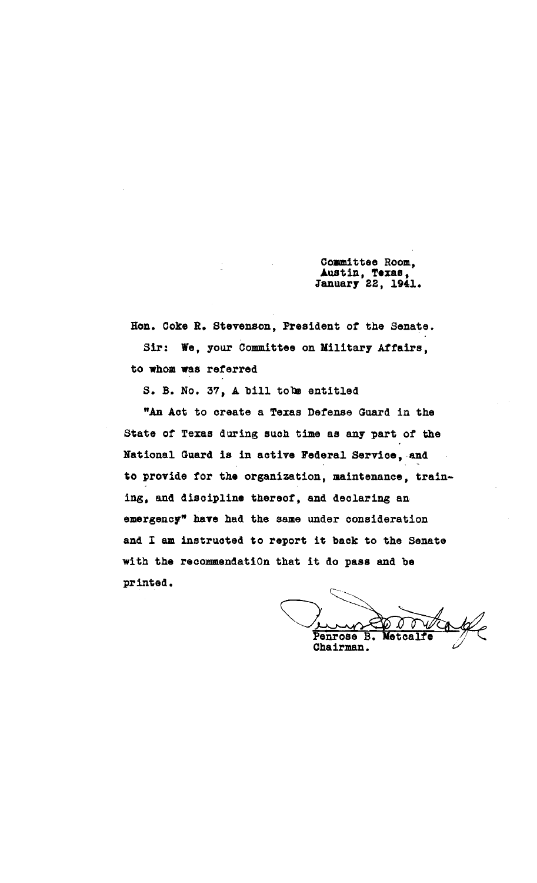Committee Room,
Austin, Texas,
January 22, 1941.

Hon. Coke R. Stevenson, President of the Senate.

Sir: We, your Committee on Military Affairs, to whom was referred

S. B. No. 37, A bill to be entitled

"An Act to create a Texas Defense Guard in the State of Texas during such time as any part of the National Guard is in active Federal Service, and to provide for the organization, maintenance, training, and discipline thereof, and declaring an emergency" have had the same under consideration and I am instructed to report it back to the Senate with the recommendation that it do pass and be printed.

Penrose B. Metcalfe
Chairman.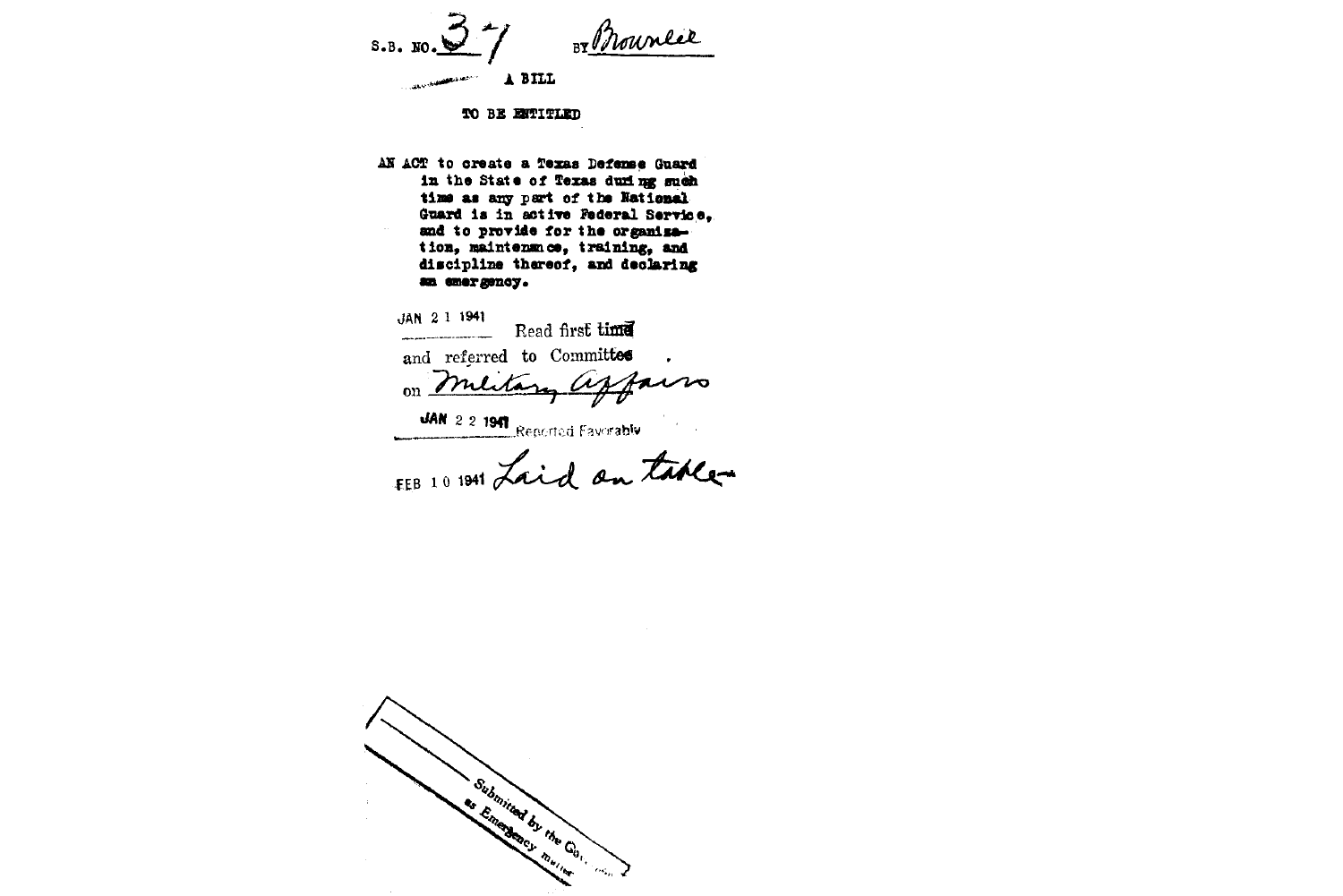S.B. NO. 37 BY Brownlee

A BILL

TO BE ENTITLED

AN ACT to create a Texas Defense Guard in the State of Texas during such time as any part of the National Guard is in active Federal Service, and to provide for the organization, maintenance, training, and discipline thereof, and declaring an emergency.

JAN 21 1941 Read first time and referred to Committee on Military Affairs

JAN 22 1941 Reported Favorably

FEB 10 1941 Laid on table

Submitted by the Gov... as Emergency matter